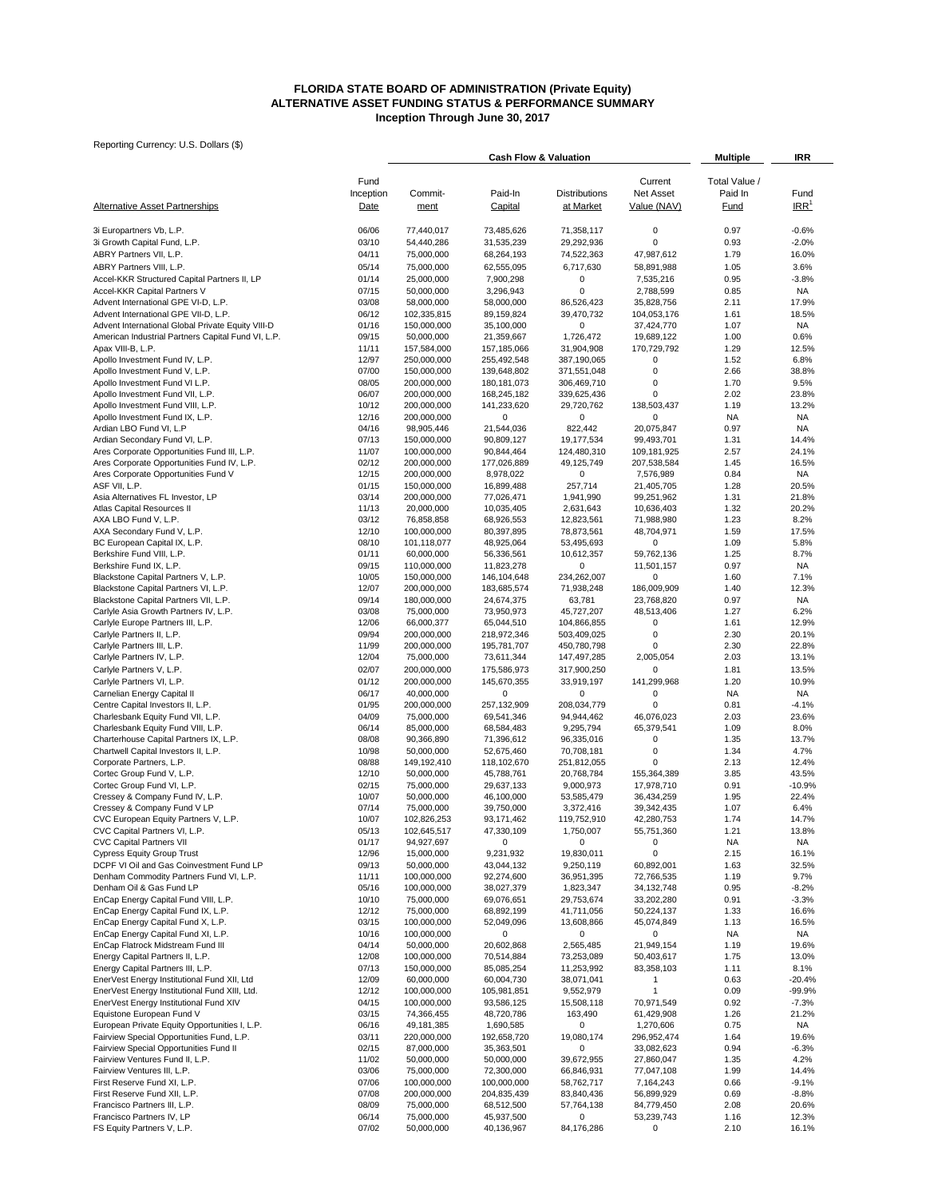# FLORIDA STATE BOARD OF ADMINISTRATION (Private Equity)
## ALTERNATIVE ASSET FUNDING STATUS & PERFORMANCE SUMMARY
### Inception Through June 30, 2017

Reporting Currency: U.S. Dollars ($)

| | | Cash Flow & Valuation | | | | Multiple | IRR |
|---|---|---|---|---|---|---|---|
| Alternative Asset Partnerships | Fund Inception Date | Commit-ment | Paid-In Capital | Distributions at Market | Current Net Asset Value (NAV) | Total Value / Paid In Fund | Fund IRR[1] |
| 3i Europartners Vb, L.P. | 06/06 | 77,440,017 | 73,485,626 | 71,358,117 | 0 | 0.97 | -0.6% |
| 3i Growth Capital Fund, L.P. | 03/10 | 54,440,286 | 31,535,239 | 29,292,936 | 0 | 0.93 | -2.0% |
| ABRY Partners VII, L.P. | 04/11 | 75,000,000 | 68,264,193 | 74,522,363 | 47,987,612 | 1.79 | 16.0% |
| ABRY Partners VIII, L.P. | 05/14 | 75,000,000 | 62,555,095 | 6,717,630 | 58,891,988 | 1.05 | 3.6% |
| Accel-KKR Structured Capital Partners II, LP | 01/14 | 25,000,000 | 7,900,298 | 0 | 7,535,216 | 0.95 | -3.8% |
| Accel-KKR Capital Partners V | 07/15 | 50,000,000 | 3,296,943 | 0 | 2,788,599 | 0.85 | NA |
| Advent International GPE VI-D, L.P. | 03/08 | 58,000,000 | 58,000,000 | 86,526,423 | 35,828,756 | 2.11 | 17.9% |
| Advent International GPE VII-D, L.P. | 06/12 | 102,335,815 | 89,159,824 | 39,470,732 | 104,053,176 | 1.61 | 18.5% |
| Advent International Global Private Equity VIII-D | 01/16 | 150,000,000 | 35,100,000 | 0 | 37,424,770 | 1.07 | NA |
| American Industrial Partners Capital Fund VI, L.P. | 09/15 | 50,000,000 | 21,359,667 | 1,726,472 | 19,689,122 | 1.00 | 0.6% |
| Apax VIII-B, L.P. | 11/11 | 157,584,000 | 157,185,066 | 31,904,908 | 170,729,792 | 1.29 | 12.5% |
| Apollo Investment Fund IV, L.P. | 12/97 | 250,000,000 | 255,492,548 | 387,190,065 | 0 | 1.52 | 6.8% |
| Apollo Investment Fund V, L.P. | 07/00 | 150,000,000 | 139,648,802 | 371,551,048 | 0 | 2.66 | 38.8% |
| Apollo Investment Fund VI L.P. | 08/05 | 200,000,000 | 180,181,073 | 306,469,710 | 0 | 1.70 | 9.5% |
| Apollo Investment Fund VII, L.P. | 06/07 | 200,000,000 | 168,245,182 | 339,625,436 | 0 | 2.02 | 23.8% |
| Apollo Investment Fund VIII, L.P. | 10/12 | 200,000,000 | 141,233,620 | 29,720,762 | 138,503,437 | 1.19 | 13.2% |
| Apollo Investment Fund IX, L.P. | 12/16 | 200,000,000 | 0 | 0 | 0 | NA | NA |
| Ardian LBO Fund VI, L.P | 04/16 | 98,905,446 | 21,544,036 | 822,442 | 20,075,847 | 0.97 | NA |
| Ardian Secondary Fund VI, L.P. | 07/13 | 150,000,000 | 90,809,127 | 19,177,534 | 99,493,701 | 1.31 | 14.4% |
| Ares Corporate Opportunities Fund III, L.P. | 11/07 | 100,000,000 | 90,844,464 | 124,480,310 | 109,181,925 | 2.57 | 24.1% |
| Ares Corporate Opportunities Fund IV, L.P. | 02/12 | 200,000,000 | 177,026,889 | 49,125,749 | 207,538,584 | 1.45 | 16.5% |
| Ares Corporate Opportunities Fund V | 12/15 | 200,000,000 | 8,978,022 | 0 | 7,576,989 | 0.84 | NA |
| ASF VII, L.P. | 01/15 | 150,000,000 | 16,899,488 | 257,714 | 21,405,705 | 1.28 | 20.5% |
| Asia Alternatives FL Investor, LP | 03/14 | 200,000,000 | 77,026,471 | 1,941,990 | 99,251,962 | 1.31 | 21.8% |
| Atlas Capital Resources II | 11/13 | 20,000,000 | 10,035,405 | 2,631,643 | 10,636,403 | 1.32 | 20.2% |
| AXA LBO Fund V, L.P. | 03/12 | 76,858,858 | 68,926,553 | 12,823,561 | 71,988,980 | 1.23 | 8.2% |
| AXA Secondary Fund V, L.P. | 12/10 | 100,000,000 | 80,397,895 | 78,873,561 | 48,704,971 | 1.59 | 17.5% |
| BC European Capital IX, L.P. | 08/10 | 101,118,077 | 48,925,064 | 53,495,693 | 0 | 1.09 | 5.8% |
| Berkshire Fund VIII, L.P. | 01/11 | 60,000,000 | 56,336,561 | 10,612,357 | 59,762,136 | 1.25 | 8.7% |
| Berkshire Fund IX, L.P. | 09/15 | 110,000,000 | 11,823,278 | 0 | 11,501,157 | 0.97 | NA |
| Blackstone Capital Partners V, L.P. | 10/05 | 150,000,000 | 146,104,648 | 234,262,007 | 0 | 1.60 | 7.1% |
| Blackstone Capital Partners VI, L.P. | 12/07 | 200,000,000 | 183,685,574 | 71,938,248 | 186,009,909 | 1.40 | 12.3% |
| Blackstone Capital Partners VII, L.P. | 09/14 | 180,000,000 | 24,674,375 | 63,781 | 23,768,820 | 0.97 | NA |
| Carlyle Asia Growth Partners IV, L.P. | 03/08 | 75,000,000 | 73,950,973 | 45,727,207 | 48,513,406 | 1.27 | 6.2% |
| Carlyle Europe Partners III, L.P. | 12/06 | 66,000,377 | 65,044,510 | 104,866,855 | 0 | 1.61 | 12.9% |
| Carlyle Partners II, L.P. | 09/94 | 200,000,000 | 218,972,346 | 503,409,025 | 0 | 2.30 | 20.1% |
| Carlyle Partners III, L.P. | 11/99 | 200,000,000 | 195,781,707 | 450,780,798 | 0 | 2.30 | 22.8% |
| Carlyle Partners IV, L.P. | 12/04 | 75,000,000 | 73,611,344 | 147,497,285 | 2,005,054 | 2.03 | 13.1% |
| Carlyle Partners V, L.P. | 02/07 | 200,000,000 | 175,586,973 | 317,900,250 | 0 | 1.81 | 13.5% |
| Carlyle Partners VI, L.P. | 01/12 | 200,000,000 | 145,670,355 | 33,919,197 | 141,299,968 | 1.20 | 10.9% |
| Carnelian Energy Capital II | 06/17 | 40,000,000 | 0 | 0 | 0 | NA | NA |
| Centre Capital Investors II, L.P. | 01/95 | 200,000,000 | 257,132,909 | 208,034,779 | 0 | 0.81 | -4.1% |
| Charlesbank Equity Fund VII, L.P. | 04/09 | 75,000,000 | 69,541,346 | 94,944,462 | 46,076,023 | 2.03 | 23.6% |
| Charlesbank Equity Fund VIII, L.P. | 06/14 | 85,000,000 | 68,584,483 | 9,295,794 | 65,379,541 | 1.09 | 8.0% |
| Charterhouse Capital Partners IX, L.P. | 08/08 | 90,366,890 | 71,396,612 | 96,335,016 | 0 | 1.35 | 13.7% |
| Chartwell Capital Investors II, L.P. | 10/98 | 50,000,000 | 52,675,460 | 70,708,181 | 0 | 1.34 | 4.7% |
| Corporate Partners, L.P. | 08/88 | 149,192,410 | 118,102,670 | 251,812,055 | 0 | 2.13 | 12.4% |
| Cortec Group Fund V, L.P. | 12/10 | 50,000,000 | 45,788,761 | 20,768,784 | 155,364,389 | 3.85 | 43.5% |
| Cortec Group Fund VI, L.P. | 02/15 | 75,000,000 | 29,637,133 | 9,000,973 | 17,978,710 | 0.91 | -10.9% |
| Cressey & Company Fund IV, L.P. | 10/07 | 50,000,000 | 46,100,000 | 53,585,479 | 36,434,259 | 1.95 | 22.4% |
| Cressey & Company Fund V LP | 07/14 | 75,000,000 | 39,750,000 | 3,372,416 | 39,342,435 | 1.07 | 6.4% |
| CVC European Equity Partners V, L.P. | 10/07 | 102,826,253 | 93,171,462 | 119,752,910 | 42,280,753 | 1.74 | 14.7% |
| CVC Capital Partners VI, L.P. | 05/13 | 102,645,517 | 47,330,109 | 1,750,007 | 55,751,360 | 1.21 | 13.8% |
| CVC Capital Partners VII | 01/17 | 94,927,697 | 0 | 0 | 0 | NA | NA |
| Cypress Equity Group Trust | 12/96 | 15,000,000 | 9,231,932 | 19,830,011 | 0 | 2.15 | 16.1% |
| DCPF VI Oil and Gas Coinvestment Fund LP | 09/13 | 50,000,000 | 43,044,132 | 9,250,119 | 60,892,001 | 1.63 | 32.5% |
| Denham Commodity Partners Fund VI, L.P. | 11/11 | 100,000,000 | 92,274,600 | 36,951,395 | 72,766,535 | 1.19 | 9.7% |
| Denham Oil & Gas Fund LP | 05/16 | 100,000,000 | 38,027,379 | 1,823,347 | 34,132,748 | 0.95 | -8.2% |
| EnCap Energy Capital Fund VIII, L.P. | 10/10 | 75,000,000 | 69,076,651 | 29,753,674 | 33,202,280 | 0.91 | -3.3% |
| EnCap Energy Capital Fund IX, L.P. | 12/12 | 75,000,000 | 68,892,199 | 41,711,056 | 50,224,137 | 1.33 | 16.6% |
| EnCap Energy Capital Fund X, L.P. | 03/15 | 100,000,000 | 52,049,096 | 13,608,866 | 45,074,849 | 1.13 | 16.5% |
| EnCap Energy Capital Fund XI, L.P. | 10/16 | 100,000,000 | 0 | 0 | 0 | NA | NA |
| EnCap Flatrock Midstream Fund III | 04/14 | 50,000,000 | 20,602,868 | 2,565,485 | 21,949,154 | 1.19 | 19.6% |
| Energy Capital Partners II, L.P. | 12/08 | 100,000,000 | 70,514,884 | 73,253,089 | 50,403,617 | 1.75 | 13.0% |
| Energy Capital Partners III, L.P. | 07/13 | 150,000,000 | 85,085,254 | 11,253,992 | 83,358,103 | 1.11 | 8.1% |
| EnerVest Energy Institutional Fund XII, Ltd | 12/09 | 60,000,000 | 60,004,730 | 38,071,041 | 1 | 0.63 | -20.4% |
| EnerVest Energy Institutional Fund XIII, Ltd. | 12/12 | 100,000,000 | 105,981,851 | 9,552,979 | 1 | 0.09 | -99.9% |
| EnerVest Energy Institutional Fund XIV | 04/15 | 100,000,000 | 93,586,125 | 15,508,118 | 70,971,549 | 0.92 | -7.3% |
| Equistone European Fund V | 03/15 | 74,366,455 | 48,720,786 | 163,490 | 61,429,908 | 1.26 | 21.2% |
| European Private Equity Opportunities I, L.P. | 06/16 | 49,181,385 | 1,690,585 | 0 | 1,270,606 | 0.75 | NA |
| Fairview Special Opportunities Fund, L.P. | 03/11 | 220,000,000 | 192,658,720 | 19,080,174 | 296,952,474 | 1.64 | 19.6% |
| Fairview Special Opportunities Fund II | 02/15 | 87,000,000 | 35,363,501 | 0 | 33,082,623 | 0.94 | -6.3% |
| Fairview Ventures Fund II, L.P. | 11/02 | 50,000,000 | 50,000,000 | 39,672,955 | 27,860,047 | 1.35 | 4.2% |
| Fairview Ventures III, L.P. | 03/06 | 75,000,000 | 72,300,000 | 66,846,931 | 77,047,108 | 1.99 | 14.4% |
| First Reserve Fund XI, L.P. | 07/06 | 100,000,000 | 100,000,000 | 58,762,717 | 7,164,243 | 0.66 | -9.1% |
| First Reserve Fund XII, L.P. | 07/08 | 200,000,000 | 204,835,439 | 83,840,436 | 56,899,929 | 0.69 | -8.8% |
| Francisco Partners III, L.P. | 08/09 | 75,000,000 | 68,512,500 | 57,764,138 | 84,779,450 | 2.08 | 20.6% |
| Francisco Partners IV, LP | 06/14 | 75,000,000 | 45,937,500 | 0 | 53,239,743 | 1.16 | 12.3% |
| FS Equity Partners V, L.P. | 07/02 | 50,000,000 | 40,136,967 | 84,176,286 | 0 | 2.10 | 16.1% |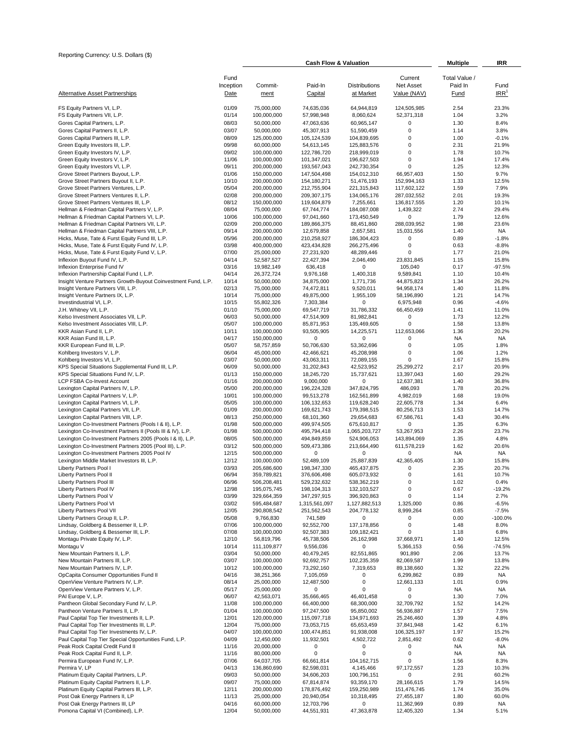Reporting Currency: U.S. Dollars ($)

| Alternative Asset Partnerships | Fund Inception Date | Commit-ment | Paid-In Capital | Distributions at Market | Current Net Asset Value (NAV) | Total Value / Paid In Fund | Fund IRR[1] |
|---|---|---|---|---|---|---|---|
| | | Cash Flow & Valuation | | | | Multiple | IRR |
| FS Equity Partners VI, L.P. | 01/09 | 75,000,000 | 74,635,036 | 64,944,819 | 124,505,985 | 2.54 | 23.3% |
| FS Equity Partners VII, L.P. | 01/14 | 100,000,000 | 57,998,948 | 8,060,624 | 52,371,318 | 1.04 | 3.2% |
| Gores Capital Partners, L.P. | 08/03 | 50,000,000 | 47,063,636 | 60,965,147 | 0 | 1.30 | 8.4% |
| Gores Capital Partners II, L.P. | 03/07 | 50,000,000 | 45,307,913 | 51,590,459 | 0 | 1.14 | 3.8% |
| Gores Capital Partners III, L.P. | 08/09 | 125,000,000 | 105,124,539 | 104,839,695 | 0 | 1.00 | -0.1% |
| Green Equity Investors III, L.P. | 09/98 | 60,000,000 | 54,613,145 | 125,883,576 | 0 | 2.31 | 21.9% |
| Green Equity Investors IV, L.P. | 09/02 | 100,000,000 | 122,786,720 | 218,999,019 | 0 | 1.78 | 10.7% |
| Green Equity Investors V, L.P. | 11/06 | 100,000,000 | 101,347,021 | 196,627,503 | 0 | 1.94 | 17.4% |
| Green Equity Investors VI, L.P. | 09/11 | 200,000,000 | 193,567,043 | 242,730,354 | 0 | 1.25 | 12.3% |
| Grove Street Partners Buyout, L.P. | 01/06 | 150,000,000 | 147,504,498 | 154,012,310 | 66,957,403 | 1.50 | 9.7% |
| Grove Street Partners Buyout II, L.P. | 10/10 | 200,000,000 | 154,180,271 | 51,476,193 | 152,994,163 | 1.33 | 12.5% |
| Grove Street Partners Ventures, L.P. | 05/04 | 200,000,000 | 212,755,904 | 221,315,843 | 117,602,122 | 1.59 | 7.9% |
| Grove Street Partners Ventures II, L.P. | 02/08 | 200,000,000 | 209,307,175 | 134,065,176 | 287,032,552 | 2.01 | 19.3% |
| Grove Street Partners Ventures III, L.P. | 08/12 | 150,000,000 | 119,604,879 | 7,255,661 | 136,817,555 | 1.20 | 10.1% |
| Hellman & Friedman Capital Partners V, L.P. | 08/04 | 75,000,000 | 67,744,774 | 184,087,008 | 1,439,322 | 2.74 | 29.4% |
| Hellman & Friedman Capital Partners VI, L.P. | 10/06 | 100,000,000 | 97,041,660 | 173,450,549 | 0 | 1.79 | 12.6% |
| Hellman & Friedman Capital Partners VII, L.P. | 02/09 | 200,000,000 | 189,866,375 | 88,451,860 | 288,039,952 | 1.98 | 23.6% |
| Hellman & Friedman Capital Partners VIII, L.P. | 09/14 | 200,000,000 | 12,679,858 | 2,657,581 | 15,031,556 | 1.40 | NA |
| Hicks, Muse, Tate & Furst Equity Fund III, L.P. | 05/96 | 200,000,000 | 210,258,927 | 186,304,423 | 0 | 0.89 | -1.8% |
| Hicks, Muse, Tate & Furst Equity Fund IV, L.P. | 03/98 | 400,000,000 | 423,434,828 | 266,275,496 | 0 | 0.63 | -8.8% |
| Hicks, Muse, Tate & Furst Equity Fund V, L.P. | 07/00 | 25,000,000 | 27,231,920 | 48,289,446 | 0 | 1.77 | 21.0% |
| Inflexion Buyout Fund IV, L.P. | 04/14 | 52,587,527 | 22,427,394 | 2,046,490 | 23,831,845 | 1.15 | 15.8% |
| Inflexion Enterprise Fund IV | 03/16 | 19,982,149 | 636,418 | 0 | 105,040 | 0.17 | -97.5% |
| Inflexion Partnership Capital Fund I, L.P. | 04/14 | 26,372,724 | 9,976,168 | 1,400,318 | 9,589,841 | 1.10 | 10.4% |
| Insight Venture Partners Growth-Buyout Coinvestment Fund, L.P. | 10/14 | 50,000,000 | 34,875,000 | 1,771,736 | 44,875,823 | 1.34 | 26.2% |
| Insight Venture Partners VIII, L.P. | 02/13 | 75,000,000 | 74,472,811 | 9,520,011 | 94,958,174 | 1.40 | 11.8% |
| Insight Venture Partners IX, L.P. | 10/14 | 75,000,000 | 49,875,000 | 1,955,109 | 58,196,890 | 1.21 | 14.7% |
| Investindustrial VI, L.P. | 10/15 | 55,802,326 | 7,303,384 | 0 | 6,975,948 | 0.96 | -4.6% |
| J.H. Whitney VII, L.P. | 01/10 | 75,000,000 | 69,547,719 | 31,786,332 | 66,450,459 | 1.41 | 11.0% |
| Kelso Investment Associates VII, L.P. | 06/03 | 50,000,000 | 47,514,909 | 81,982,841 | 0 | 1.73 | 12.2% |
| Kelso Investment Associates VIII, L.P. | 05/07 | 100,000,000 | 85,871,953 | 135,469,605 | 0 | 1.58 | 13.8% |
| KKR Asian Fund II, L.P. | 10/11 | 100,000,000 | 93,505,905 | 14,225,571 | 112,653,066 | 1.36 | 20.2% |
| KKR Asian Fund III, L.P. | 04/17 | 150,000,000 | 0 | 0 | 0 | NA | NA |
| KKR European Fund III, L.P. | 05/07 | 58,757,859 | 50,706,630 | 53,362,696 | 0 | 1.05 | 1.8% |
| Kohlberg Investors V, L.P. | 06/04 | 45,000,000 | 42,466,621 | 45,208,998 | 0 | 1.06 | 1.2% |
| Kohlberg Investors VI, L.P. | 03/07 | 50,000,000 | 43,063,311 | 72,089,155 | 0 | 1.67 | 15.8% |
| KPS Special Situations Supplemental Fund III, L.P. | 06/09 | 50,000,000 | 31,202,843 | 42,523,952 | 25,299,272 | 2.17 | 20.9% |
| KPS Special Situations Fund IV, L.P. | 01/13 | 150,000,000 | 18,245,720 | 15,737,621 | 13,397,043 | 1.60 | 29.2% |
| LCP FSBA Co-Invest Account | 01/16 | 200,000,000 | 9,000,000 | 0 | 12,637,381 | 1.40 | 36.8% |
| Lexington Capital Partners IV, L.P. | 05/00 | 200,000,000 | 196,224,328 | 347,824,795 | 486,093 | 1.78 | 20.2% |
| Lexington Capital Partners V, L.P. | 10/01 | 100,000,000 | 99,513,278 | 162,561,899 | 4,982,019 | 1.68 | 19.0% |
| Lexington Capital Partners VI, L.P. | 05/05 | 100,000,000 | 106,132,653 | 119,628,240 | 22,605,778 | 1.34 | 6.4% |
| Lexington Capital Partners VII, L.P. | 01/09 | 200,000,000 | 169,621,743 | 179,398,515 | 80,256,713 | 1.53 | 14.7% |
| Lexington Capital Partners VIII, L.P. | 08/13 | 250,000,000 | 68,101,360 | 29,654,683 | 67,586,761 | 1.43 | 30.4% |
| Lexington Co-Investment Partners (Pools I & II), L.P. | 01/98 | 500,000,000 | 499,974,505 | 675,610,817 | 0 | 1.35 | 6.3% |
| Lexington Co-Investment Partners II (Pools III & IV), L.P. | 01/98 | 500,000,000 | 495,794,418 | 1,065,203,727 | 53,267,953 | 2.26 | 23.7% |
| Lexington Co-Investment Partners 2005 (Pools I & II), L.P. | 08/05 | 500,000,000 | 494,849,859 | 524,906,053 | 143,894,069 | 1.35 | 4.8% |
| Lexington Co-Investment Partners 2005 (Pool III), L.P. | 03/12 | 500,000,000 | 509,473,386 | 213,664,490 | 611,578,219 | 1.62 | 20.6% |
| Lexington Co-Investment Partners 2005 Pool IV | 12/15 | 500,000,000 | 0 | 0 | 0 | NA | NA |
| Lexington Middle Market Investors III, L.P. | 12/12 | 100,000,000 | 52,489,109 | 25,887,839 | 42,365,405 | 1.30 | 15.8% |
| Liberty Partners Pool I | 03/93 | 205,686,600 | 198,347,330 | 465,437,875 | 0 | 2.35 | 20.7% |
| Liberty Partners Pool II | 06/94 | 359,789,821 | 376,606,498 | 605,073,932 | 0 | 1.61 | 10.7% |
| Liberty Partners Pool III | 06/96 | 506,208,481 | 529,232,632 | 538,362,219 | 0 | 1.02 | 0.4% |
| Liberty Partners Pool IV | 12/98 | 195,075,745 | 198,104,313 | 132,103,527 | 0 | 0.67 | -19.2% |
| Liberty Partners Pool V | 03/99 | 329,664,359 | 347,297,915 | 396,920,863 | 0 | 1.14 | 2.7% |
| Liberty Partners Pool VI | 03/02 | 595,484,687 | 1,315,561,097 | 1,127,882,513 | 1,325,000 | 0.86 | -6.5% |
| Liberty Partners Pool VII | 12/05 | 290,808,542 | 251,562,543 | 204,778,132 | 8,999,264 | 0.85 | -7.5% |
| Liberty Partners Group II, L.P. | 05/08 | 9,766,830 | 741,589 | 0 | 0 | 0.00 | -100.0% |
| Lindsay, Goldberg & Bessemer II, L.P. | 07/06 | 100,000,000 | 92,552,700 | 137,178,856 | 0 | 1.48 | 8.0% |
| Lindsay, Goldberg & Bessemer III, L.P. | 07/08 | 100,000,000 | 92,507,383 | 109,182,421 | 0 | 1.18 | 6.8% |
| Montagu Private Equity IV, L.P. | 12/10 | 56,819,796 | 45,738,506 | 26,162,998 | 37,668,971 | 1.40 | 12.5% |
| Montagu V | 10/14 | 111,109,877 | 9,556,036 | 0 | 5,366,153 | 0.56 | -74.5% |
| New Mountain Partners II, L.P. | 03/04 | 50,000,000 | 40,479,245 | 82,551,865 | 901,890 | 2.06 | 13.7% |
| New Mountain Partners III, L.P. | 03/07 | 100,000,000 | 92,692,757 | 102,235,359 | 82,069,587 | 1.99 | 13.8% |
| New Mountain Partners IV, L.P. | 10/12 | 100,000,000 | 73,292,160 | 7,319,653 | 89,138,660 | 1.32 | 22.2% |
| OpCapita Consumer Opportunities Fund II | 04/16 | 38,251,366 | 7,105,059 | 0 | 6,299,862 | 0.89 | NA |
| OpenView Venture Partners IV, L.P. | 08/14 | 25,000,000 | 12,487,500 | 0 | 12,661,133 | 1.01 | 0.9% |
| OpenView Venture Partners V, L.P. | 05/17 | 25,000,000 | 0 | 0 | 0 | NA | NA |
| PAI Europe V, L.P. | 06/07 | 42,563,071 | 35,666,465 | 46,401,458 | 0 | 1.30 | 7.0% |
| Pantheon Global Secondary Fund IV, L.P. | 11/08 | 100,000,000 | 66,400,000 | 68,300,000 | 32,709,792 | 1.52 | 14.2% |
| Pantheon Venture Partners II, L.P. | 01/04 | 100,000,000 | 97,247,500 | 95,850,002 | 56,936,887 | 1.57 | 7.5% |
| Paul Capital Top Tier Investments II, L.P. | 12/01 | 120,000,000 | 115,097,718 | 134,971,693 | 25,246,460 | 1.39 | 4.8% |
| Paul Capital Top Tier Investments III, L.P. | 12/04 | 75,000,000 | 73,053,715 | 65,653,459 | 37,841,948 | 1.42 | 6.1% |
| Paul Capital Top Tier Investments IV, L.P. | 04/07 | 100,000,000 | 100,427,851 | 91,938,008 | 106,325,197 | 1.97 | 15.2% |
| Paul Capital Top Tier Special Opportunities Fund, L.P. | 04/09 | 12,450,000 | 11,932,501 | 4,502,722 | 2,851,492 | 0.62 | -8.0% |
| Peak Rock Capital Credit Fund II | 11/16 | 20,000,000 | 0 | 0 | 0 | NA | NA |
| Peak Rock Capital Fund II, L.P. | 11/16 | 80,000,000 | 0 | 0 | 0 | NA | NA |
| Permira European Fund IV, L.P. | 07/06 | 64,037,705 | 66,661,814 | 104,162,715 | 0 | 1.56 | 8.3% |
| Permira V, LP | 04/13 | 136,860,690 | 82,598,031 | 4,145,466 | 97,172,557 | 1.23 | 10.3% |
| Platinum Equity Capital Partners, L.P. | 09/03 | 50,000,000 | 34,606,203 | 100,796,151 | 0 | 2.91 | 60.2% |
| Platinum Equity Capital Partners II, L.P. | 09/07 | 75,000,000 | 67,814,874 | 93,359,170 | 28,166,615 | 1.79 | 14.5% |
| Platinum Equity Capital Partners III, L.P. | 12/11 | 200,000,000 | 178,876,492 | 159,250,989 | 151,476,745 | 1.74 | 35.0% |
| Post Oak Energy Partners II, LP | 11/13 | 25,000,000 | 20,940,054 | 10,318,495 | 27,455,187 | 1.80 | 60.0% |
| Post Oak Energy Partners III, LP | 04/16 | 60,000,000 | 12,703,796 | 0 | 11,362,969 | 0.89 | NA |
| Pomona Capital VI (Combined), L.P. | 12/04 | 50,000,000 | 44,551,931 | 47,363,878 | 12,405,320 | 1.34 | 5.1% |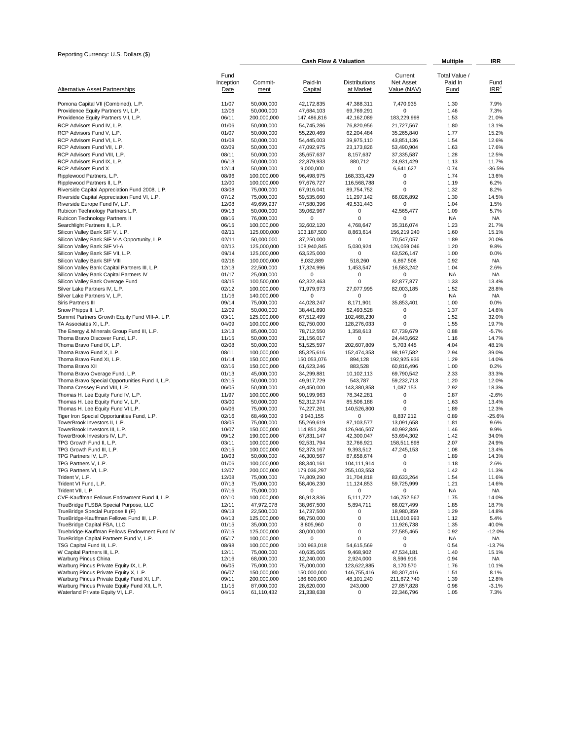Reporting Currency: U.S. Dollars ($)

| Alternative Asset Partnerships | Fund Inception Date | Commit-ment | Paid-In Capital | Distributions at Market | Current Net Asset Value (NAV) | Total Value / Paid In Fund | Fund IRR[1] |
|---|---|---|---|---|---|---|---|
| | | Cash Flow & Valuation | | | | Multiple | IRR |
| Pomona Capital VII (Combined), L.P. | 11/07 | 50,000,000 | 42,172,835 | 47,388,311 | 7,470,935 | 1.30 | 7.9% |
| Providence Equity Partners VI, L.P. | 12/06 | 50,000,000 | 47,684,103 | 69,769,291 | 0 | 1.46 | 7.3% |
| Providence Equity Partners VII, L.P. | 06/11 | 200,000,000 | 147,486,816 | 42,162,089 | 183,229,998 | 1.53 | 21.0% |
| RCP Advisors Fund IV, L.P. | 01/06 | 50,000,000 | 54,745,286 | 76,820,956 | 21,727,567 | 1.80 | 13.1% |
| RCP Advisors Fund V, L.P. | 01/07 | 50,000,000 | 55,220,469 | 62,204,484 | 35,265,840 | 1.77 | 15.2% |
| RCP Advisors Fund VI, L.P. | 01/08 | 50,000,000 | 54,445,003 | 39,975,110 | 43,851,136 | 1.54 | 12.6% |
| RCP Advisors Fund VII, L.P. | 02/09 | 50,000,000 | 47,092,975 | 23,173,826 | 53,490,904 | 1.63 | 17.6% |
| RCP Advisors Fund VIII, L.P. | 08/11 | 50,000,000 | 35,657,637 | 8,157,637 | 37,335,587 | 1.28 | 12.5% |
| RCP Advisors Fund IX, L.P. | 06/13 | 50,000,000 | 22,879,933 | 880,712 | 24,931,429 | 1.13 | 11.7% |
| RCP Advisors Fund X | 12/14 | 50,000,000 | 9,000,000 | 0 | 6,641,627 | 0.74 | -36.5% |
| Ripplewood Partners, L.P. | 08/96 | 100,000,000 | 96,498,975 | 168,333,429 | 0 | 1.74 | 13.6% |
| Ripplewood Partners II, L.P. | 12/00 | 100,000,000 | 97,676,727 | 116,568,788 | 0 | 1.19 | 6.2% |
| Riverside Capital Appreciation Fund 2008, L.P. | 03/08 | 75,000,000 | 67,916,041 | 89,754,752 | 0 | 1.32 | 8.2% |
| Riverside Capital Appreciation Fund VI, L.P. | 07/12 | 75,000,000 | 59,535,660 | 11,297,142 | 66,026,892 | 1.30 | 14.5% |
| Riverside Europe Fund IV, L.P. | 12/08 | 49,699,937 | 47,580,396 | 49,531,443 | 0 | 1.04 | 1.5% |
| Rubicon Technology Partners L.P. | 09/13 | 50,000,000 | 39,062,967 | 0 | 42,565,477 | 1.09 | 5.7% |
| Rubicon Technology Partners II | 08/16 | 76,000,000 | 0 | 0 | 0 | NA | NA |
| Searchlight Partners II, L.P. | 06/15 | 100,000,000 | 32,602,120 | 4,768,647 | 35,316,074 | 1.23 | 21.7% |
| Silicon Valley Bank SIF V, L.P. | 02/11 | 125,000,000 | 103,187,500 | 8,863,614 | 156,219,240 | 1.60 | 15.1% |
| Silicon Valley Bank SIF V-A Opportunity, L.P. | 02/11 | 50,000,000 | 37,250,000 | 0 | 70,547,057 | 1.89 | 20.0% |
| Silicon Valley Bank SIF VI-A | 02/13 | 125,000,000 | 108,940,845 | 5,030,924 | 126,059,046 | 1.20 | 9.8% |
| Silicon Valley Bank SIF VII, L.P. | 09/14 | 125,000,000 | 63,525,000 | 0 | 63,526,147 | 1.00 | 0.0% |
| Silicon Valley Bank SIF VIII | 02/16 | 100,000,000 | 8,032,889 | 518,260 | 6,867,508 | 0.92 | NA |
| Silicon Valley Bank Capital Partners III, L.P. | 12/13 | 22,500,000 | 17,324,996 | 1,453,547 | 16,583,242 | 1.04 | 2.6% |
| Silicon Valley Bank Capital Partners IV | 01/17 | 25,000,000 | 0 | 0 | 0 | NA | NA |
| Silicon Valley Bank Overage Fund | 03/15 | 100,500,000 | 62,322,463 | 0 | 82,877,877 | 1.33 | 13.4% |
| Silver Lake Partners IV, L.P. | 02/12 | 100,000,000 | 71,979,973 | 27,077,995 | 82,003,185 | 1.52 | 28.8% |
| Silver Lake Partners V, L.P. | 11/16 | 140,000,000 | 0 | 0 | 0 | NA | NA |
| Siris Partners III | 09/14 | 75,000,000 | 44,028,247 | 8,171,901 | 35,853,401 | 1.00 | 0.0% |
| Snow Phipps II, L.P. | 12/09 | 50,000,000 | 38,441,890 | 52,493,528 | 0 | 1.37 | 14.6% |
| Summit Partners Growth Equity Fund VIII-A, L.P. | 03/11 | 125,000,000 | 67,512,499 | 102,468,230 | 0 | 1.52 | 32.0% |
| TA Associates XI, L.P. | 04/09 | 100,000,000 | 82,750,000 | 128,276,033 | 0 | 1.55 | 19.7% |
| The Energy & Minerals Group Fund III, L.P. | 12/13 | 85,000,000 | 78,712,550 | 1,358,613 | 67,739,679 | 0.88 | -5.7% |
| Thoma Bravo Discover Fund, L.P. | 11/15 | 50,000,000 | 21,156,017 | 0 | 24,443,662 | 1.16 | 14.7% |
| Thoma Bravo Fund IX, L.P. | 02/08 | 50,000,000 | 51,525,597 | 202,607,809 | 5,703,445 | 4.04 | 48.1% |
| Thoma Bravo Fund X, L.P. | 08/11 | 100,000,000 | 85,325,616 | 152,474,353 | 98,197,582 | 2.94 | 39.0% |
| Thoma Bravo Fund XI, L.P. | 01/14 | 150,000,000 | 150,053,076 | 894,128 | 192,925,936 | 1.29 | 14.0% |
| Thoma Bravo XII | 02/16 | 150,000,000 | 61,623,246 | 883,528 | 60,816,496 | 1.00 | 0.2% |
| Thoma Bravo Overage Fund, L.P. | 01/13 | 45,000,000 | 34,299,881 | 10,102,113 | 69,790,542 | 2.33 | 33.3% |
| Thoma Bravo Special Opportunities Fund II, L.P. | 02/15 | 50,000,000 | 49,917,729 | 543,787 | 59,232,713 | 1.20 | 12.0% |
| Thoma Cressey Fund VIII, L.P. | 06/05 | 50,000,000 | 49,450,000 | 143,380,858 | 1,087,153 | 2.92 | 18.3% |
| Thomas H. Lee Equity Fund IV, L.P. | 11/97 | 100,000,000 | 90,199,963 | 78,342,281 | 0 | 0.87 | -2.6% |
| Thomas H. Lee Equity Fund V, L.P. | 03/00 | 50,000,000 | 52,312,374 | 85,506,188 | 0 | 1.63 | 13.4% |
| Thomas H. Lee Equity Fund VI L.P. | 04/06 | 75,000,000 | 74,227,261 | 140,526,800 | 0 | 1.89 | 12.3% |
| Tiger Iron Special Opportunities Fund, L.P. | 02/16 | 68,460,000 | 9,943,155 | 0 | 8,837,212 | 0.89 | -25.6% |
| TowerBrook Investors II, L.P. | 03/05 | 75,000,000 | 55,269,619 | 87,103,577 | 13,091,658 | 1.81 | 9.6% |
| TowerBrook Investors III, L.P. | 10/07 | 150,000,000 | 114,851,284 | 126,946,507 | 40,992,846 | 1.46 | 9.9% |
| TowerBrook Investors IV, L.P. | 09/12 | 190,000,000 | 67,831,147 | 42,300,047 | 53,694,302 | 1.42 | 34.0% |
| TPG Growth Fund II, L.P. | 03/11 | 100,000,000 | 92,531,794 | 32,766,921 | 158,511,898 | 2.07 | 24.9% |
| TPG Growth Fund III, L.P. | 02/15 | 100,000,000 | 52,373,167 | 9,393,512 | 47,245,153 | 1.08 | 13.4% |
| TPG Partners IV, L.P. | 10/03 | 50,000,000 | 46,300,567 | 87,658,674 | 0 | 1.89 | 14.3% |
| TPG Partners V, L.P. | 01/06 | 100,000,000 | 88,340,161 | 104,111,914 | 0 | 1.18 | 2.6% |
| TPG Partners VI, L.P. | 12/07 | 200,000,000 | 179,036,297 | 255,103,553 | 0 | 1.42 | 11.3% |
| Trident V, L.P. | 12/08 | 75,000,000 | 74,809,290 | 31,704,818 | 83,633,264 | 1.54 | 11.6% |
| Trident VI Fund, L.P. | 07/13 | 75,000,000 | 58,406,230 | 11,124,853 | 59,725,999 | 1.21 | 14.6% |
| Trident VII, L.P. | 07/16 | 75,000,000 | 0 | 0 | 0 | NA | NA |
| CVE-Kauffman Fellows Endowment Fund II, L.P. | 02/10 | 100,000,000 | 86,913,836 | 5,111,772 | 146,752,567 | 1.75 | 14.0% |
| TrueBridge FLSBA Special Purpose, LLC | 12/11 | 47,972,078 | 38,967,500 | 5,894,711 | 66,027,499 | 1.85 | 18.7% |
| TrueBridge Special Purpose II (F) | 09/13 | 22,500,000 | 14,737,500 | 0 | 18,980,359 | 1.29 | 14.8% |
| TrueBridge-Kauffman Fellows Fund III, L.P. | 04/13 | 125,000,000 | 98,750,000 | 0 | 111,010,993 | 1.12 | 5.4% |
| TrueBridge Capital FSA, LLC | 01/15 | 35,000,000 | 8,805,960 | 0 | 11,926,738 | 1.35 | 40.0% |
| Truebridge-Kauffman Fellows Endowment Fund IV | 07/15 | 125,000,000 | 30,000,000 | 0 | 27,585,465 | 0.92 | -12.0% |
| TrueBridge Capital Partners Fund V, L.P. | 05/17 | 100,000,000 | 0 | 0 | 0 | NA | NA |
| TSG Capital Fund III, L.P. | 08/98 | 100,000,000 | 100,963,018 | 54,615,569 | 0 | 0.54 | -13.7% |
| W Capital Partners III, L.P. | 12/11 | 75,000,000 | 40,635,065 | 9,468,902 | 47,534,181 | 1.40 | 15.1% |
| Warburg Pincus China | 12/16 | 68,000,000 | 12,240,000 | 2,924,000 | 8,596,916 | 0.94 | NA |
| Warburg Pincus Private Equity IX, L.P. | 06/05 | 75,000,000 | 75,000,000 | 123,622,885 | 8,170,570 | 1.76 | 10.1% |
| Warburg Pincus Private Equity X, L.P. | 06/07 | 150,000,000 | 150,000,000 | 146,755,416 | 80,307,416 | 1.51 | 8.1% |
| Warburg Pincus Private Equity Fund XI, L.P. | 09/11 | 200,000,000 | 186,800,000 | 48,101,240 | 211,672,740 | 1.39 | 12.8% |
| Warburg Pincus Private Equity Fund XII, L.P. | 11/15 | 87,000,000 | 28,620,000 | 243,000 | 27,857,828 | 0.98 | -3.1% |
| Waterland Private Equity VI, L.P. | 04/15 | 61,110,432 | 21,338,638 | 0 | 22,346,796 | 1.05 | 7.3% |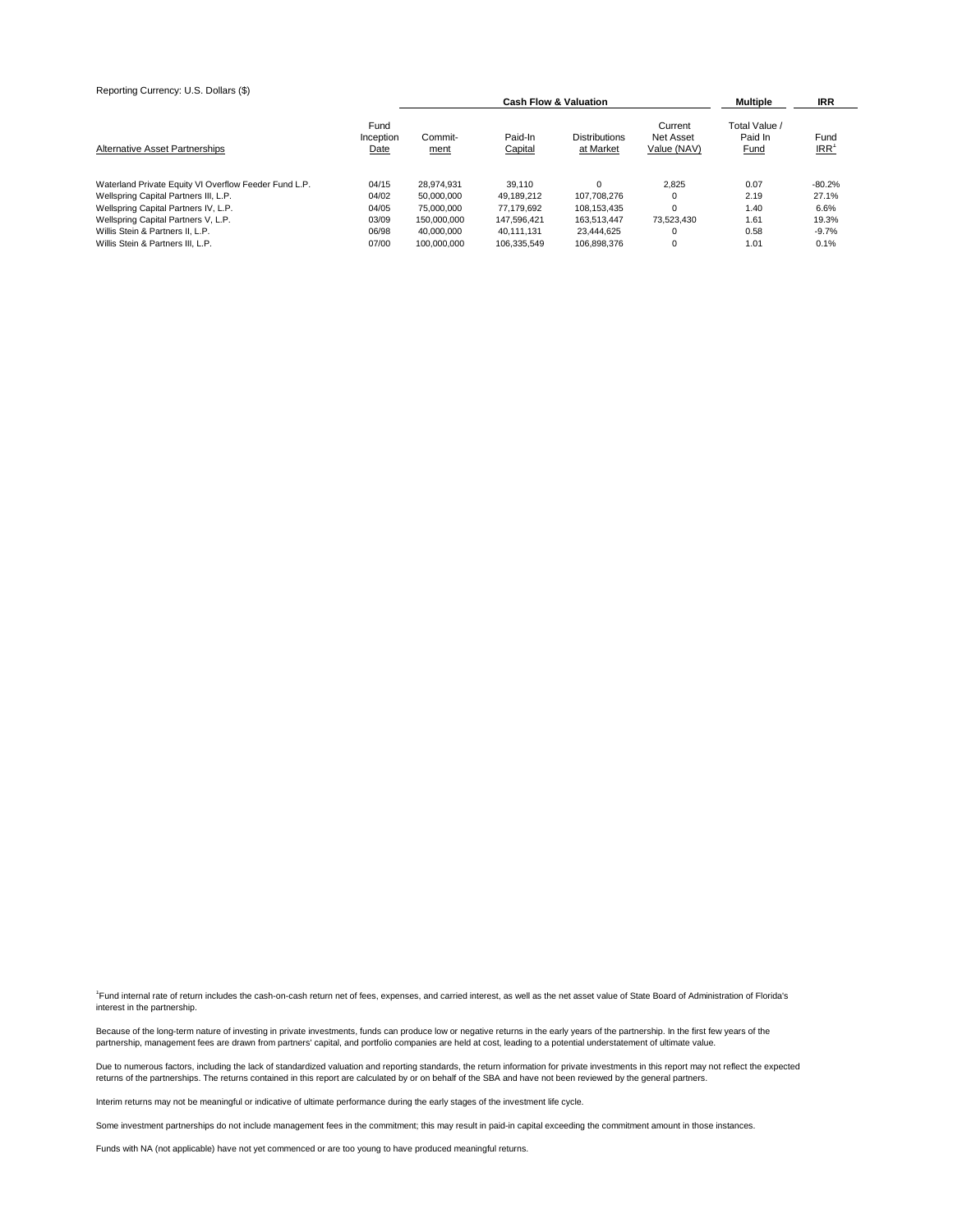Reporting Currency: U.S. Dollars ($)

| Alternative Asset Partnerships | Fund Inception Date | Cash Flow & Valuation | | | | Multiple | IRR |
|---|---|---|---|---|---|---|---|
| | | Commit- ment | Paid-In Capital | Distributions at Market | Current Net Asset Value (NAV) | Total Value / Paid In Fund | Fund IRR[1] |
| Waterland Private Equity VI Overflow Feeder Fund L.P. | 04/15 | 28,974,931 | 39,110 | 0 | 2,825 | 0.07 | -80.2% |
| Wellspring Capital Partners III, L.P. | 04/02 | 50,000,000 | 49,189,212 | 107,708,276 | 0 | 2.19 | 27.1% |
| Wellspring Capital Partners IV, L.P. | 04/05 | 75,000,000 | 77,179,692 | 108,153,435 | 0 | 1.40 | 6.6% |
| Wellspring Capital Partners V, L.P. | 03/09 | 150,000,000 | 147,596,421 | 163,513,447 | 73,523,430 | 1.61 | 19.3% |
| Willis Stein & Partners II, L.P. | 06/98 | 40,000,000 | 40,111,131 | 23,444,625 | 0 | 0.58 | -9.7% |
| Willis Stein & Partners III, L.P. | 07/00 | 100,000,000 | 106,335,549 | 106,898,376 | 0 | 1.01 | 0.1% |

[1]Fund internal rate of return includes the cash-on-cash return net of fees, expenses, and carried interest, as well as the net asset value of State Board of Administration of Florida's interest in the partnership.

Because of the long-term nature of investing in private investments, funds can produce low or negative returns in the early years of the partnership. In the first few years of the partnership, management fees are drawn from partners' capital, and portfolio companies are held at cost, leading to a potential understatement of ultimate value.

Due to numerous factors, including the lack of standardized valuation and reporting standards, the return information for private investments in this report may not reflect the expected returns of the partnerships. The returns contained in this report are calculated by or on behalf of the SBA and have not been reviewed by the general partners.

Interim returns may not be meaningful or indicative of ultimate performance during the early stages of the investment life cycle.

Some investment partnerships do not include management fees in the commitment; this may result in paid-in capital exceeding the commitment amount in those instances.

Funds with NA (not applicable) have not yet commenced or are too young to have produced meaningful returns.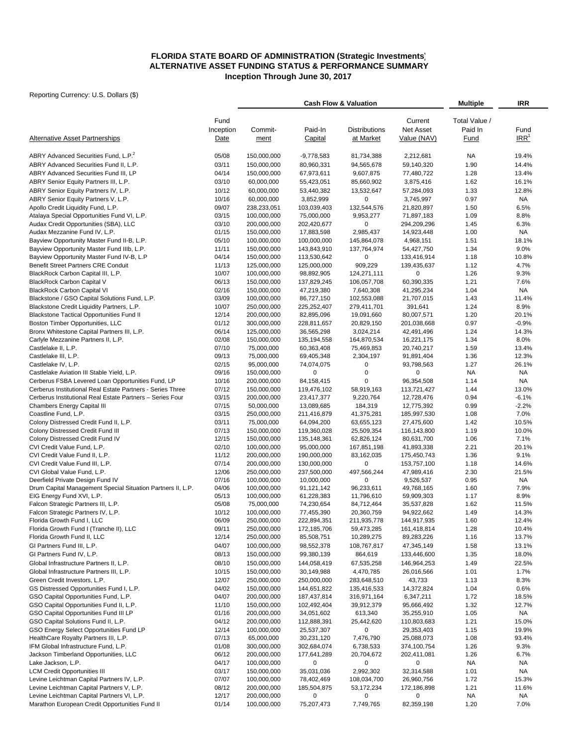**FLORIDA STATE BOARD OF ADMINISTRATION (Strategic Investments)**
**ALTERNATIVE ASSET FUNDING STATUS & PERFORMANCE SUMMARY**
**Inception Through June 30, 2017**

Reporting Currency: U.S. Dollars ($)

| | | Cash Flow & Valuation | | | | Multiple | IRR |
|---|---|---|---|---|---|---|---|
| Alternative Asset Partnerships | Fund Inception Date | Commit-ment | Paid-In Capital | Distributions at Market | Current Net Asset Value (NAV) | Total Value / Paid In Fund | Fund IRR[1] |
| ABRY Advanced Securities Fund, L.P.[2] | 05/08 | 150,000,000 | -9,778,583 | 81,734,388 | 2,212,681 | NA | 19.4% |
| ABRY Advanced Securities Fund II, L.P. | 03/11 | 150,000,000 | 80,960,331 | 94,565,678 | 59,140,320 | 1.90 | 14.4% |
| ABRY Advanced Securities Fund III, LP | 04/14 | 150,000,000 | 67,973,611 | 9,607,875 | 77,480,722 | 1.28 | 13.4% |
| ABRY Senior Equity Partners III, L.P. | 03/10 | 60,000,000 | 55,423,051 | 85,660,902 | 3,875,416 | 1.62 | 16.1% |
| ABRY Senior Equity Partners IV, L.P. | 10/12 | 60,000,000 | 53,440,382 | 13,532,647 | 57,284,093 | 1.33 | 12.8% |
| ABRY Senior Equity Partners V, L.P. | 10/16 | 60,000,000 | 3,852,999 | 0 | 3,745,997 | 0.97 | NA |
| Apollo Credit Liquidity Fund, L.P. | 09/07 | 238,233,051 | 103,039,403 | 132,544,576 | 21,820,897 | 1.50 | 6.5% |
| Atalaya Special Opportunities Fund VI, L.P. | 03/15 | 100,000,000 | 75,000,000 | 9,953,277 | 71,897,183 | 1.09 | 8.8% |
| Audax Credit Opportunities (SBA), LLC | 03/10 | 200,000,000 | 202,420,677 | 0 | 294,209,296 | 1.45 | 6.3% |
| Audax Mezzanine Fund IV, L.P. | 01/15 | 150,000,000 | 17,883,598 | 2,985,437 | 14,923,448 | 1.00 | NA |
| Bayview Opportunity Master Fund II-B, L.P. | 05/10 | 100,000,000 | 100,000,000 | 145,864,078 | 4,968,151 | 1.51 | 18.1% |
| Bayview Opportunity Master Fund IIIb, L.P. | 11/11 | 150,000,000 | 143,843,910 | 137,764,974 | 54,427,750 | 1.34 | 9.0% |
| Bayview Opportunity Master Fund IV-B, L.P | 04/14 | 150,000,000 | 113,530,642 | 0 | 133,416,914 | 1.18 | 10.8% |
| Benefit Street Partners CRE Conduit | 11/13 | 125,000,000 | 125,000,000 | 909,229 | 139,435,637 | 1.12 | 4.7% |
| BlackRock Carbon Capital III, L.P. | 10/07 | 100,000,000 | 98,892,905 | 124,271,111 | 0 | 1.26 | 9.3% |
| BlackRock Carbon Capital V | 06/13 | 150,000,000 | 137,829,245 | 106,057,708 | 60,390,335 | 1.21 | 7.6% |
| BlackRock Carbon Capital VI | 02/16 | 150,000,000 | 47,219,380 | 7,640,308 | 41,295,234 | 1.04 | NA |
| Blackstone / GSO Capital Solutions Fund, L.P. | 03/09 | 100,000,000 | 86,727,150 | 102,553,088 | 21,707,015 | 1.43 | 11.4% |
| Blackstone Credit Liquidity Partners, L.P. | 10/07 | 250,000,000 | 225,252,407 | 279,411,701 | 391,641 | 1.24 | 8.9% |
| Blackstone Tactical Opportunities Fund II | 12/14 | 200,000,000 | 82,895,096 | 19,091,660 | 80,007,571 | 1.20 | 20.1% |
| Boston Timber Opportunities, LLC | 01/12 | 300,000,000 | 228,811,657 | 20,829,150 | 201,038,668 | 0.97 | -0.9% |
| Bronx Whitestone Capital Partners III, L.P. | 06/14 | 125,000,000 | 36,565,298 | 3,024,214 | 42,491,496 | 1.24 | 14.3% |
| Carlyle Mezzanine Partners II, L.P. | 02/08 | 150,000,000 | 135,194,558 | 164,870,534 | 16,221,175 | 1.34 | 8.0% |
| Castlelake II, L.P. | 07/10 | 75,000,000 | 60,363,408 | 75,469,853 | 20,740,217 | 1.59 | 13.4% |
| Castlelake III, L.P. | 09/13 | 75,000,000 | 69,405,348 | 2,304,197 | 91,891,404 | 1.36 | 12.3% |
| Castlelake IV, L.P. | 02/15 | 95,000,000 | 74,074,075 | 0 | 93,798,563 | 1.27 | 26.1% |
| Castlelake Aviation III Stable Yield, L.P. | 09/16 | 150,000,000 | 0 | 0 | 0 | NA | NA |
| Cerberus FSBA Levered Loan Opportunities Fund, LP | 10/16 | 200,000,000 | 84,158,415 | 0 | 96,354,508 | 1.14 | NA |
| Cerberus Institutional Real Estate Partners - Series Three | 07/12 | 150,000,000 | 119,476,102 | 58,919,163 | 113,721,427 | 1.44 | 13.0% |
| Cerberus Institutional Real Estate Partners – Series Four | 03/15 | 200,000,000 | 23,417,377 | 9,220,764 | 12,728,476 | 0.94 | -6.1% |
| Chambers Energy Capital III | 07/15 | 50,000,000 | 13,089,685 | 184,319 | 12,775,392 | 0.99 | -2.2% |
| Coastline Fund, L.P. | 03/15 | 250,000,000 | 211,416,879 | 41,375,281 | 185,997,530 | 1.08 | 7.0% |
| Colony Distressed Credit Fund II, L.P. | 03/11 | 75,000,000 | 64,094,200 | 63,655,123 | 27,475,600 | 1.42 | 10.5% |
| Colony Distressed Credit Fund III | 07/13 | 150,000,000 | 119,360,028 | 25,509,354 | 116,143,800 | 1.19 | 10.0% |
| Colony Distressed Credit Fund IV | 12/15 | 150,000,000 | 135,148,361 | 62,826,124 | 80,631,700 | 1.06 | 7.1% |
| CVI Credit Value Fund, L.P. | 02/10 | 100,000,000 | 95,000,000 | 167,851,198 | 41,893,338 | 2.21 | 20.1% |
| CVI Credit Value Fund II, L.P. | 11/12 | 200,000,000 | 190,000,000 | 83,162,035 | 175,450,743 | 1.36 | 9.1% |
| CVI Credit Value Fund III, L.P. | 07/14 | 200,000,000 | 130,000,000 | 0 | 153,757,100 | 1.18 | 14.6% |
| CVI Global Value Fund, L.P. | 12/06 | 250,000,000 | 237,500,000 | 497,566,244 | 47,989,416 | 2.30 | 21.5% |
| Deerfield Private Design Fund IV | 07/16 | 100,000,000 | 10,000,000 | 0 | 9,526,537 | 0.95 | NA |
| Drum Capital Management Special Situation Partners II, L.P. | 04/06 | 100,000,000 | 91,121,142 | 96,233,611 | 49,768,165 | 1.60 | 7.9% |
| EIG Energy Fund XVI, L.P. | 05/13 | 100,000,000 | 61,228,383 | 11,796,610 | 59,909,303 | 1.17 | 8.9% |
| Falcon Strategic Partners III, L.P. | 05/08 | 75,000,000 | 74,230,654 | 84,712,464 | 35,537,828 | 1.62 | 11.5% |
| Falcon Strategic Partners IV, L.P. | 10/12 | 100,000,000 | 77,455,390 | 20,360,759 | 94,922,662 | 1.49 | 14.3% |
| Florida Growth Fund I, LLC | 06/09 | 250,000,000 | 222,894,351 | 211,935,778 | 144,917,935 | 1.60 | 12.4% |
| Florida Growth Fund I (Tranche II), LLC | 09/11 | 250,000,000 | 172,185,706 | 59,473,285 | 161,418,814 | 1.28 | 10.4% |
| Florida Growth Fund II, LLC | 12/14 | 250,000,000 | 85,508,751 | 10,289,275 | 89,283,226 | 1.16 | 13.7% |
| GI Partners Fund III, L.P. | 04/07 | 100,000,000 | 98,552,378 | 108,767,817 | 47,345,149 | 1.58 | 13.1% |
| GI Partners Fund IV, L.P. | 08/13 | 150,000,000 | 99,380,139 | 864,619 | 133,446,600 | 1.35 | 18.0% |
| Global Infrastructure Partners II, L.P. | 08/10 | 150,000,000 | 144,058,419 | 67,535,258 | 146,964,253 | 1.49 | 22.5% |
| Global Infrastructure Partners III, L.P. | 10/15 | 150,000,000 | 30,149,988 | 4,470,785 | 26,016,566 | 1.01 | 1.7% |
| Green Credit Investors, L.P. | 12/07 | 250,000,000 | 250,000,000 | 283,648,510 | 43,733 | 1.13 | 8.3% |
| GS Distressed Opportunities Fund I, L.P. | 04/02 | 150,000,000 | 144,651,822 | 135,416,533 | 14,372,824 | 1.04 | 0.6% |
| GSO Capital Opportunities Fund, L.P. | 04/07 | 200,000,000 | 187,437,814 | 316,971,164 | 6,347,211 | 1.72 | 18.5% |
| GSO Capital Opportunities Fund II, L.P. | 11/10 | 150,000,000 | 102,492,404 | 39,912,379 | 95,666,492 | 1.32 | 12.7% |
| GSO Capital Opportunities Fund III LP | 01/16 | 200,000,000 | 34,051,602 | 613,340 | 35,255,910 | 1.05 | NA |
| GSO Capital Solutions Fund II, L.P. | 04/12 | 200,000,000 | 112,888,391 | 25,442,620 | 110,803,683 | 1.21 | 15.0% |
| GSO Energy Select Opportunities Fund LP | 12/14 | 100,000,000 | 25,537,307 | 0 | 29,353,403 | 1.15 | 19.9% |
| HealthCare Royalty Partners III, L.P. | 07/13 | 65,000,000 | 30,231,120 | 7,476,790 | 25,088,073 | 1.08 | 93.4% |
| IFM Global Infrastructure Fund, L.P. | 01/08 | 300,000,000 | 302,684,074 | 6,738,533 | 374,100,754 | 1.26 | 9.3% |
| Jackson Timberland Opportunities, LLC | 06/12 | 200,000,000 | 177,641,289 | 20,704,672 | 202,411,081 | 1.26 | 6.7% |
| Lake Jackson, L.P. | 04/17 | 100,000,000 | 0 | 0 | 0 | NA | NA |
| LCM Credit Opportunities III | 03/17 | 150,000,000 | 35,031,036 | 2,992,302 | 32,314,588 | 1.01 | NA |
| Levine Leichtman Capital Partners IV, L.P. | 07/07 | 100,000,000 | 78,402,469 | 108,034,700 | 26,960,756 | 1.72 | 15.3% |
| Levine Leichtman Capital Partners V, L.P. | 08/12 | 200,000,000 | 185,504,875 | 53,172,234 | 172,186,898 | 1.21 | 11.6% |
| Levine Leichtman Capital Partners VI, L.P. | 12/17 | 200,000,000 | 0 | 0 | 0 | NA | NA |
| Marathon European Credit Opportunities Fund II | 01/14 | 100,000,000 | 75,207,473 | 7,749,765 | 82,359,198 | 1.20 | 7.0% |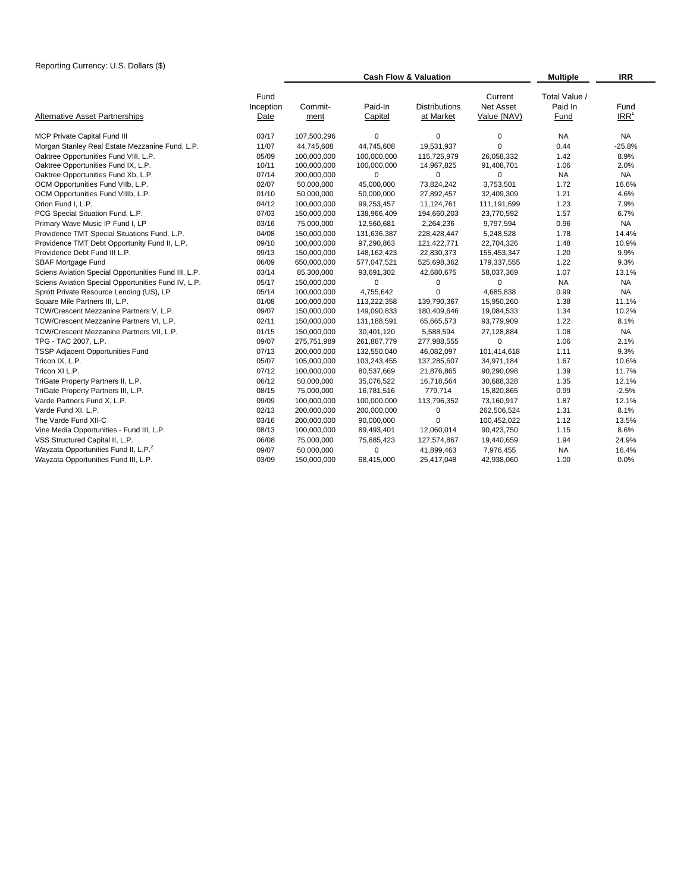Reporting Currency: U.S. Dollars ($)

| Alternative Asset Partnerships | Fund Inception Date | Cash Flow & Valuation | | | | Multiple | IRR |
|---|---|---|---|---|---|---|---|
| | | Commit-ment | Paid-In Capital | Distributions at Market | Current Net Asset Value (NAV) | Total Value / Paid In Fund | Fund IRR[1] |
| MCP Private Capital Fund III | 03/17 | 107,500,296 | 0 | 0 | 0 | NA | NA |
| Morgan Stanley Real Estate Mezzanine Fund, L.P. | 11/07 | 44,745,608 | 44,745,608 | 19,531,937 | 0 | 0.44 | -25.8% |
| Oaktree Opportunities Fund VIII, L.P. | 05/09 | 100,000,000 | 100,000,000 | 115,725,979 | 26,058,332 | 1.42 | 8.9% |
| Oaktree Opportunities Fund IX, L.P. | 10/11 | 100,000,000 | 100,000,000 | 14,967,825 | 91,408,701 | 1.06 | 2.0% |
| Oaktree Opportunities Fund Xb, L.P. | 07/14 | 200,000,000 | 0 | 0 | 0 | NA | NA |
| OCM Opportunities Fund VIIb, L.P. | 02/07 | 50,000,000 | 45,000,000 | 73,824,242 | 3,753,501 | 1.72 | 16.6% |
| OCM Opportunities Fund VIIIb, L.P. | 01/10 | 50,000,000 | 50,000,000 | 27,892,457 | 32,409,309 | 1.21 | 4.6% |
| Orion Fund I, L.P. | 04/12 | 100,000,000 | 99,253,457 | 11,124,761 | 111,191,699 | 1.23 | 7.9% |
| PCG Special Situation Fund, L.P. | 07/03 | 150,000,000 | 138,966,409 | 194,660,203 | 23,770,592 | 1.57 | 6.7% |
| Primary Wave Music IP Fund I, LP | 03/16 | 75,000,000 | 12,560,681 | 2,264,236 | 9,797,594 | 0.96 | NA |
| Providence TMT Special Situations Fund, L.P. | 04/08 | 150,000,000 | 131,636,387 | 228,428,447 | 5,248,528 | 1.78 | 14.4% |
| Providence TMT Debt Opportunity Fund II, L.P. | 09/10 | 100,000,000 | 97,290,863 | 121,422,771 | 22,704,326 | 1.48 | 10.9% |
| Providence Debt Fund III L.P. | 09/13 | 150,000,000 | 148,162,423 | 22,830,373 | 155,453,347 | 1.20 | 9.9% |
| SBAF Mortgage Fund | 06/09 | 650,000,000 | 577,047,521 | 525,698,362 | 179,337,555 | 1.22 | 9.3% |
| Sciens Aviation Special Opportunities Fund III, L.P. | 03/14 | 85,300,000 | 93,691,302 | 42,680,675 | 58,037,369 | 1.07 | 13.1% |
| Sciens Aviation Special Opportunities Fund IV, L.P. | 05/17 | 150,000,000 | 0 | 0 | 0 | NA | NA |
| Sprott Private Resource Lending (US), LP | 05/14 | 100,000,000 | 4,755,642 | 0 | 4,685,838 | 0.99 | NA |
| Square Mile Partners III, L.P. | 01/08 | 100,000,000 | 113,222,358 | 139,790,367 | 15,950,260 | 1.38 | 11.1% |
| TCW/Crescent Mezzanine Partners V, L.P. | 09/07 | 150,000,000 | 149,090,833 | 180,409,646 | 19,084,533 | 1.34 | 10.2% |
| TCW/Crescent Mezzanine Partners VI, L.P. | 02/11 | 150,000,000 | 131,188,591 | 65,665,573 | 93,779,909 | 1.22 | 8.1% |
| TCW/Crescent Mezzanine Partners VII, L.P. | 01/15 | 150,000,000 | 30,401,120 | 5,588,594 | 27,128,884 | 1.08 | NA |
| TPG - TAC 2007, L.P. | 09/07 | 275,751,989 | 261,887,779 | 277,988,555 | 0 | 1.06 | 2.1% |
| TSSP Adjacent Opportunities Fund | 07/13 | 200,000,000 | 132,550,040 | 46,082,097 | 101,414,618 | 1.11 | 9.3% |
| Tricon IX, L.P. | 05/07 | 105,000,000 | 103,243,455 | 137,285,607 | 34,971,184 | 1.67 | 10.6% |
| Tricon XI L.P. | 07/12 | 100,000,000 | 80,537,669 | 21,876,865 | 90,290,098 | 1.39 | 11.7% |
| TriGate Property Partners II, L.P. | 06/12 | 50,000,000 | 35,076,522 | 16,718,564 | 30,688,328 | 1.35 | 12.1% |
| TriGate Property Partners III, L.P. | 08/15 | 75,000,000 | 16,781,516 | 779,714 | 15,820,865 | 0.99 | -2.5% |
| Varde Partners Fund X, L.P. | 09/09 | 100,000,000 | 100,000,000 | 113,796,352 | 73,160,917 | 1.87 | 12.1% |
| Varde Fund XI, L.P. | 02/13 | 200,000,000 | 200,000,000 | 0 | 262,506,524 | 1.31 | 8.1% |
| The Varde Fund XII-C | 03/16 | 200,000,000 | 90,000,000 | 0 | 100,452,022 | 1.12 | 13.5% |
| Vine Media Opportunities - Fund III, L.P. | 08/13 | 100,000,000 | 89,493,401 | 12,060,014 | 90,423,750 | 1.15 | 8.6% |
| VSS Structured Capital II, L.P. | 06/08 | 75,000,000 | 75,885,423 | 127,574,867 | 19,440,659 | 1.94 | 24.9% |
| Wayzata Opportunities Fund II, L.P.[2] | 09/07 | 50,000,000 | 0 | 41,899,463 | 7,976,455 | NA | 16.4% |
| Wayzata Opportunities Fund III, L.P. | 03/09 | 150,000,000 | 68,415,000 | 25,417,048 | 42,938,060 | 1.00 | 0.0% |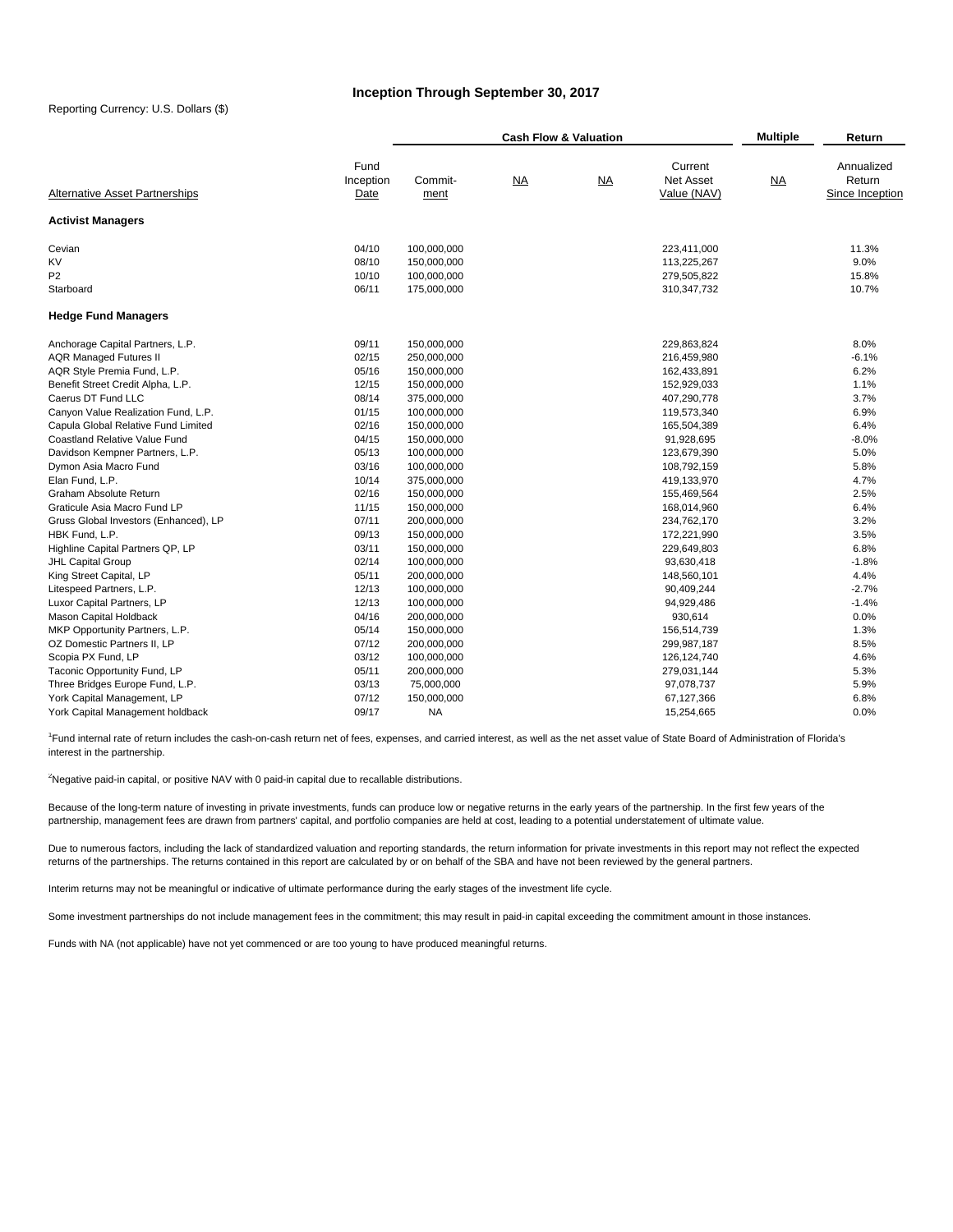## Inception Through September 30, 2017

Reporting Currency: U.S. Dollars ($)

| | | Cash Flow & Valuation | | | | Multiple | Return |
|---|---|---|---|---|---|---|---|
| Alternative Asset Partnerships | Fund Inception Date | Commit-ment | NA | NA | Current Net Asset Value (NAV) | NA | Annualized Return Since Inception |
| **Activist Managers** | | | | | | | |
| Cevian | 04/10 | 100,000,000 | | | 223,411,000 | | 11.3% |
| KV | 08/10 | 150,000,000 | | | 113,225,267 | | 9.0% |
| P2 | 10/10 | 100,000,000 | | | 279,505,822 | | 15.8% |
| Starboard | 06/11 | 175,000,000 | | | 310,347,732 | | 10.7% |
| **Hedge Fund Managers** | | | | | | | |
| Anchorage Capital Partners, L.P. | 09/11 | 150,000,000 | | | 229,863,824 | | 8.0% |
| AQR Managed Futures II | 02/15 | 250,000,000 | | | 216,459,980 | | -6.1% |
| AQR Style Premia Fund, L.P. | 05/16 | 150,000,000 | | | 162,433,891 | | 6.2% |
| Benefit Street Credit Alpha, L.P. | 12/15 | 150,000,000 | | | 152,929,033 | | 1.1% |
| Caerus DT Fund LLC | 08/14 | 375,000,000 | | | 407,290,778 | | 3.7% |
| Canyon Value Realization Fund, L.P. | 01/15 | 100,000,000 | | | 119,573,340 | | 6.9% |
| Capula Global Relative Fund Limited | 02/16 | 150,000,000 | | | 165,504,389 | | 6.4% |
| Coastland Relative Value Fund | 04/15 | 150,000,000 | | | 91,928,695 | | -8.0% |
| Davidson Kempner Partners, L.P. | 05/13 | 100,000,000 | | | 123,679,390 | | 5.0% |
| Dymon Asia Macro Fund | 03/16 | 100,000,000 | | | 108,792,159 | | 5.8% |
| Elan Fund, L.P. | 10/14 | 375,000,000 | | | 419,133,970 | | 4.7% |
| Graham Absolute Return | 02/16 | 150,000,000 | | | 155,469,564 | | 2.5% |
| Graticule Asia Macro Fund LP | 11/15 | 150,000,000 | | | 168,014,960 | | 6.4% |
| Gruss Global Investors (Enhanced), LP | 07/11 | 200,000,000 | | | 234,762,170 | | 3.2% |
| HBK Fund, L.P. | 09/13 | 150,000,000 | | | 172,221,990 | | 3.5% |
| Highline Capital Partners QP, LP | 03/11 | 150,000,000 | | | 229,649,803 | | 6.8% |
| JHL Capital Group | 02/14 | 100,000,000 | | | 93,630,418 | | -1.8% |
| King Street Capital, LP | 05/11 | 200,000,000 | | | 148,560,101 | | 4.4% |
| Litespeed Partners, L.P. | 12/13 | 100,000,000 | | | 90,409,244 | | -2.7% |
| Luxor Capital Partners, LP | 12/13 | 100,000,000 | | | 94,929,486 | | -1.4% |
| Mason Capital Holdback | 04/16 | 200,000,000 | | | 930,614 | | 0.0% |
| MKP Opportunity Partners, L.P. | 05/14 | 150,000,000 | | | 156,514,739 | | 1.3% |
| OZ Domestic Partners II, LP | 07/12 | 200,000,000 | | | 299,987,187 | | 8.5% |
| Scopia PX Fund, LP | 03/12 | 100,000,000 | | | 126,124,740 | | 4.6% |
| Taconic Opportunity Fund, LP | 05/11 | 200,000,000 | | | 279,031,144 | | 5.3% |
| Three Bridges Europe Fund, L.P. | 03/13 | 75,000,000 | | | 97,078,737 | | 5.9% |
| York Capital Management, LP | 07/12 | 150,000,000 | | | 67,127,366 | | 6.8% |
| York Capital Management holdback | 09/17 | NA | | | 15,254,665 | | 0.0% |

[1]Fund internal rate of return includes the cash-on-cash return net of fees, expenses, and carried interest, as well as the net asset value of State Board of Administration of Florida's interest in the partnership.

[2]Negative paid-in capital, or positive NAV with 0 paid-in capital due to recallable distributions.

Because of the long-term nature of investing in private investments, funds can produce low or negative returns in the early years of the partnership. In the first few years of the partnership, management fees are drawn from partners' capital, and portfolio companies are held at cost, leading to a potential understatement of ultimate value.

Due to numerous factors, including the lack of standardized valuation and reporting standards, the return information for private investments in this report may not reflect the expected returns of the partnerships. The returns contained in this report are calculated by or on behalf of the SBA and have not been reviewed by the general partners.

Interim returns may not be meaningful or indicative of ultimate performance during the early stages of the investment life cycle.

Some investment partnerships do not include management fees in the commitment; this may result in paid-in capital exceeding the commitment amount in those instances.

Funds with NA (not applicable) have not yet commenced or are too young to have produced meaningful returns.